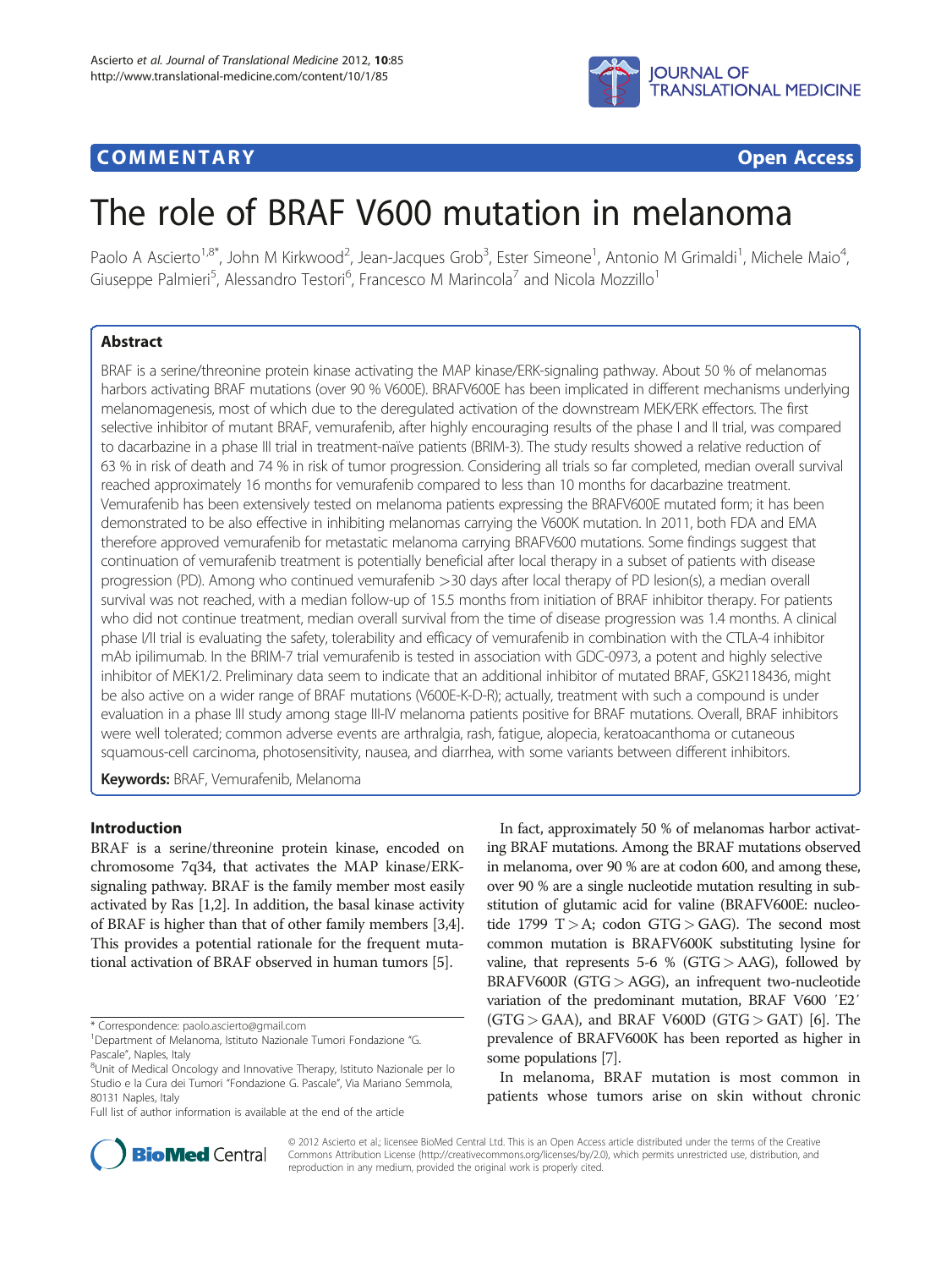**COMMENTARY** **Open Access**

# The role of BRAF V600 mutation in melanoma

Paolo A Ascierto[1,8*], John M Kirkwood[2], Jean-Jacques Grob[3], Ester Simeone[1], Antonio M Grimaldi[1], Michele Maio[4], Giuseppe Palmieri[5], Alessandro Testori[6], Francesco M Marincola[7] and Nicola Mozzillo[1]

## Abstract

BRAF is a serine/threonine protein kinase activating the MAP kinase/ERK-signaling pathway. About 50 % of melanomas harbors activating BRAF mutations (over 90 % V600E). BRAFV600E has been implicated in different mechanisms underlying melanomagenesis, most of which due to the deregulated activation of the downstream MEK/ERK effectors. The first selective inhibitor of mutant BRAF, vemurafenib, after highly encouraging results of the phase I and II trial, was compared to dacarbazine in a phase III trial in treatment-naïve patients (BRIM-3). The study results showed a relative reduction of 63 % in risk of death and 74 % in risk of tumor progression. Considering all trials so far completed, median overall survival reached approximately 16 months for vemurafenib compared to less than 10 months for dacarbazine treatment. Vemurafenib has been extensively tested on melanoma patients expressing the BRAFV600E mutated form; it has been demonstrated to be also effective in inhibiting melanomas carrying the V600K mutation. In 2011, both FDA and EMA therefore approved vemurafenib for metastatic melanoma carrying BRAFV600 mutations. Some findings suggest that continuation of vemurafenib treatment is potentially beneficial after local therapy in a subset of patients with disease progression (PD). Among who continued vemurafenib >30 days after local therapy of PD lesion(s), a median overall survival was not reached, with a median follow-up of 15.5 months from initiation of BRAF inhibitor therapy. For patients who did not continue treatment, median overall survival from the time of disease progression was 1.4 months. A clinical phase I/II trial is evaluating the safety, tolerability and efficacy of vemurafenib in combination with the CTLA-4 inhibitor mAb ipilimumab. In the BRIM-7 trial vemurafenib is tested in association with GDC-0973, a potent and highly selective inhibitor of MEK1/2. Preliminary data seem to indicate that an additional inhibitor of mutated BRAF, GSK2118436, might be also active on a wider range of BRAF mutations (V600E-K-D-R); actually, treatment with such a compound is under evaluation in a phase III study among stage III-IV melanoma patients positive for BRAF mutations. Overall, BRAF inhibitors were well tolerated; common adverse events are arthralgia, rash, fatigue, alopecia, keratoacanthoma or cutaneous squamous-cell carcinoma, photosensitivity, nausea, and diarrhea, with some variants between different inhibitors.

**Keywords:** BRAF, Vemurafenib, Melanoma

## Introduction

BRAF is a serine/threonine protein kinase, encoded on chromosome 7q34, that activates the MAP kinase/ERK-signaling pathway. BRAF is the family member most easily activated by Ras [1,2]. In addition, the basal kinase activity of BRAF is higher than that of other family members [3,4]. This provides a potential rationale for the frequent mutational activation of BRAF observed in human tumors [5].

In fact, approximately 50 % of melanomas harbor activating BRAF mutations. Among the BRAF mutations observed in melanoma, over 90 % are at codon 600, and among these, over 90 % are a single nucleotide mutation resulting in substitution of glutamic acid for valine (BRAFV600E: nucleotide 1799 T > A; codon GTG > GAG). The second most common mutation is BRAFV600K substituting lysine for valine, that represents 5-6 % (GTG > AAG), followed by BRAFV600R (GTG > AGG), an infrequent two-nucleotide variation of the predominant mutation, BRAF V600 ′E2′ (GTG > GAA), and BRAF V600D (GTG > GAT) [6]. The prevalence of BRAFV600K has been reported as higher in some populations [7].

In melanoma, BRAF mutation is most common in patients whose tumors arise on skin without chronic

\* Correspondence: paolo.ascierto@gmail.com
[1]Department of Melanoma, Istituto Nazionale Tumori Fondazione "G. Pascale", Naples, Italy
[8]Unit of Medical Oncology and Innovative Therapy, Istituto Nazionale per lo Studio e la Cura dei Tumori "Fondazione G. Pascale", Via Mariano Semmola, 80131 Naples, Italy
Full list of author information is available at the end of the article

© 2012 Ascierto et al.; licensee BioMed Central Ltd. This is an Open Access article distributed under the terms of the Creative Commons Attribution License (http://creativecommons.org/licenses/by/2.0), which permits unrestricted use, distribution, and reproduction in any medium, provided the original work is properly cited.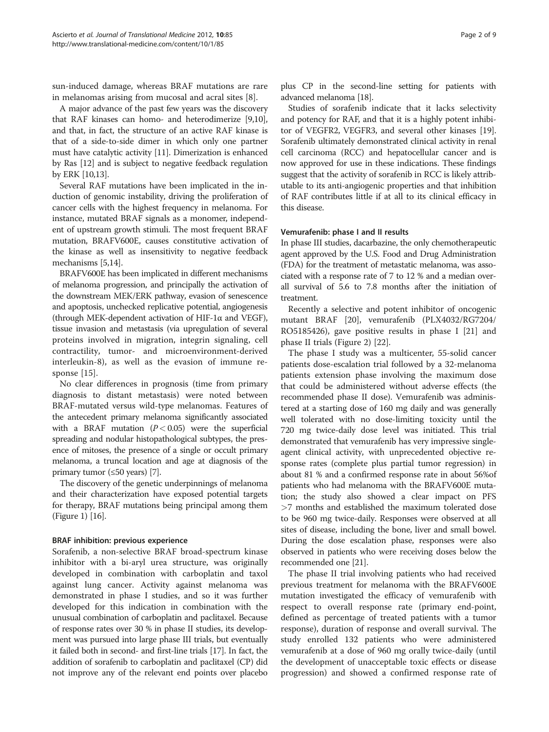sun-induced damage, whereas BRAF mutations are rare in melanomas arising from mucosal and acral sites [8].

A major advance of the past few years was the discovery that RAF kinases can homo- and heterodimerize [9,10], and that, in fact, the structure of an active RAF kinase is that of a side-to-side dimer in which only one partner must have catalytic activity [11]. Dimerization is enhanced by Ras [12] and is subject to negative feedback regulation by ERK [10,13].

Several RAF mutations have been implicated in the induction of genomic instability, driving the proliferation of cancer cells with the highest frequency in melanoma. For instance, mutated BRAF signals as a monomer, independent of upstream growth stimuli. The most frequent BRAF mutation, BRAFV600E, causes constitutive activation of the kinase as well as insensitivity to negative feedback mechanisms [5,14].

BRAFV600E has been implicated in different mechanisms of melanoma progression, and principally the activation of the downstream MEK/ERK pathway, evasion of senescence and apoptosis, unchecked replicative potential, angiogenesis (through MEK-dependent activation of HIF-1α and VEGF), tissue invasion and metastasis (via upregulation of several proteins involved in migration, integrin signaling, cell contractility, tumor- and microenvironment-derived interleukin-8), as well as the evasion of immune response [15].

No clear differences in prognosis (time from primary diagnosis to distant metastasis) were noted between BRAF-mutated versus wild-type melanomas. Features of the antecedent primary melanoma significantly associated with a BRAF mutation ($P < 0.05$) were the superficial spreading and nodular histopathological subtypes, the presence of mitoses, the presence of a single or occult primary melanoma, a truncal location and age at diagnosis of the primary tumor (≤50 years) [7].

The discovery of the genetic underpinnings of melanoma and their characterization have exposed potential targets for therapy, BRAF mutations being principal among them (Figure 1) [16].

### BRAF inhibition: previous experience

Sorafenib, a non-selective BRAF broad-spectrum kinase inhibitor with a bi-aryl urea structure, was originally developed in combination with carboplatin and taxol against lung cancer. Activity against melanoma was demonstrated in phase I studies, and so it was further developed for this indication in combination with the unusual combination of carboplatin and paclitaxel. Because of response rates over 30 % in phase II studies, its development was pursued into large phase III trials, but eventually it failed both in second- and first-line trials [17]. In fact, the addition of sorafenib to carboplatin and paclitaxel (CP) did not improve any of the relevant end points over placebo plus CP in the second-line setting for patients with advanced melanoma [18].

Studies of sorafenib indicate that it lacks selectivity and potency for RAF, and that it is a highly potent inhibitor of VEGFR2, VEGFR3, and several other kinases [19]. Sorafenib ultimately demonstrated clinical activity in renal cell carcinoma (RCC) and hepatocellular cancer and is now approved for use in these indications. These findings suggest that the activity of sorafenib in RCC is likely attributable to its anti-angiogenic properties and that inhibition of RAF contributes little if at all to its clinical efficacy in this disease.

### Vemurafenib: phase I and II results

In phase III studies, dacarbazine, the only chemotherapeutic agent approved by the U.S. Food and Drug Administration (FDA) for the treatment of metastatic melanoma, was associated with a response rate of 7 to 12 % and a median overall survival of 5.6 to 7.8 months after the initiation of treatment.

Recently a selective and potent inhibitor of oncogenic mutant BRAF [20], vemurafenib (PLX4032/RG7204/RO5185426), gave positive results in phase I [21] and phase II trials (Figure 2) [22].

The phase I study was a multicenter, 55-solid cancer patients dose-escalation trial followed by a 32-melanoma patients extension phase involving the maximum dose that could be administered without adverse effects (the recommended phase II dose). Vemurafenib was administered at a starting dose of 160 mg daily and was generally well tolerated with no dose-limiting toxicity until the 720 mg twice-daily dose level was initiated. This trial demonstrated that vemurafenib has very impressive single-agent clinical activity, with unprecedented objective response rates (complete plus partial tumor regression) in about 81 % and a confirmed response rate in about 56%of patients who had melanoma with the BRAFV600E mutation; the study also showed a clear impact on PFS >7 months and established the maximum tolerated dose to be 960 mg twice-daily. Responses were observed at all sites of disease, including the bone, liver and small bowel. During the dose escalation phase, responses were also observed in patients who were receiving doses below the recommended one [21].

The phase II trial involving patients who had received previous treatment for melanoma with the BRAFV600E mutation investigated the efficacy of vemurafenib with respect to overall response rate (primary end-point, defined as percentage of treated patients with a tumor response), duration of response and overall survival. The study enrolled 132 patients who were administered vemurafenib at a dose of 960 mg orally twice-daily (until the development of unacceptable toxic effects or disease progression) and showed a confirmed response rate of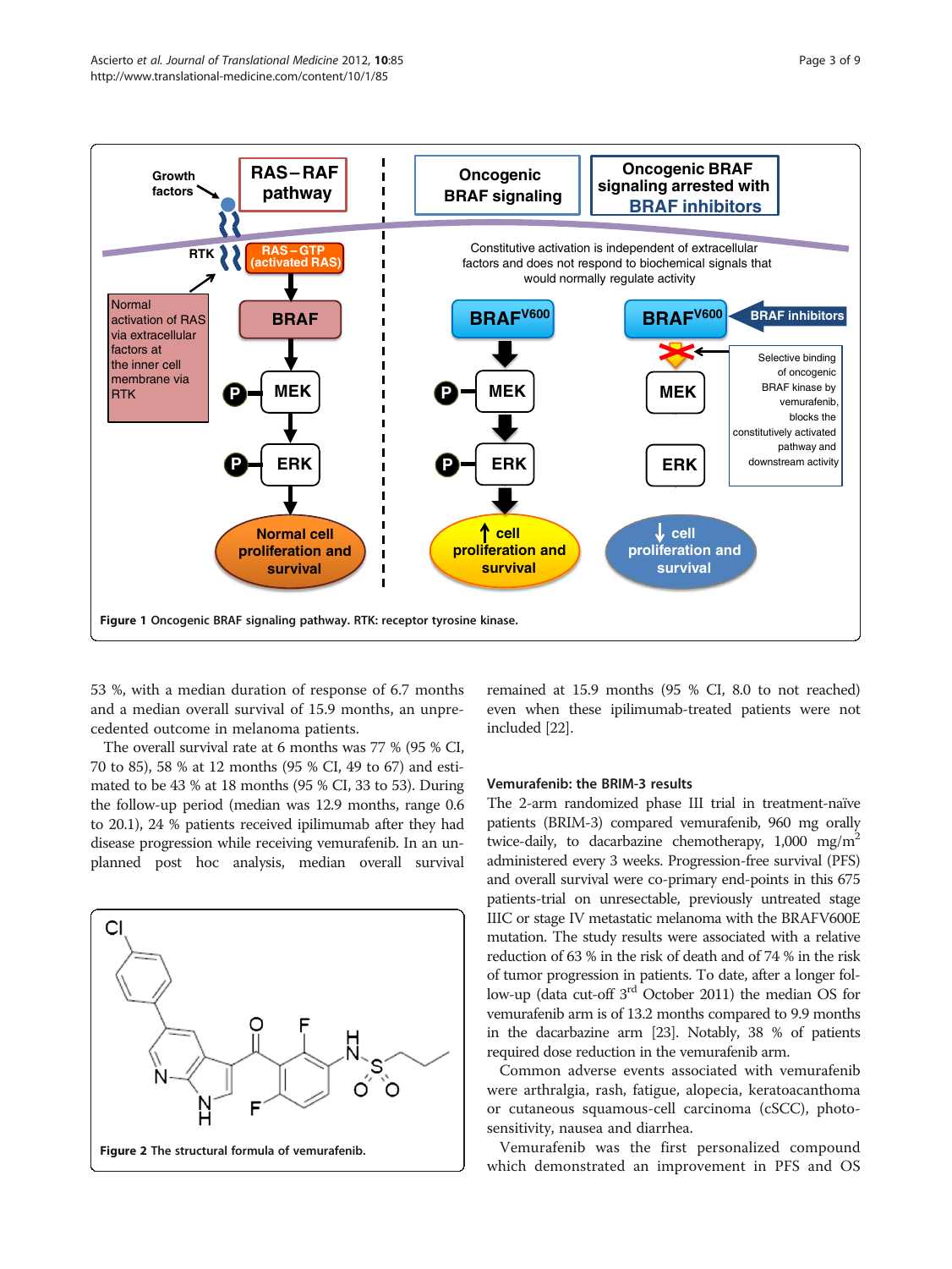Figure 1 Oncogenic BRAF signaling pathway. RTK: receptor tyrosine kinase.

53 %, with a median duration of response of 6.7 months and a median overall survival of 15.9 months, an unprecedented outcome in melanoma patients.

The overall survival rate at 6 months was 77 % (95 % CI, 70 to 85), 58 % at 12 months (95 % CI, 49 to 67) and estimated to be 43 % at 18 months (95 % CI, 33 to 53). During the follow-up period (median was 12.9 months, range 0.6 to 20.1), 24 % patients received ipilimumab after they had disease progression while receiving vemurafenib. In an unplanned post hoc analysis, median overall survival remained at 15.9 months (95 % CI, 8.0 to not reached) even when these ipilimumab-treated patients were not included [22].

Figure 2 The structural formula of vemurafenib.

### Vemurafenib: the BRIM-3 results

The 2-arm randomized phase III trial in treatment-naïve patients (BRIM-3) compared vemurafenib, 960 mg orally twice-daily, to dacarbazine chemotherapy, 1,000 $mg/m^2$ administered every 3 weeks. Progression-free survival (PFS) and overall survival were co-primary end-points in this 675 patients-trial on unresectable, previously untreated stage IIIC or stage IV metastatic melanoma with the BRAFV600E mutation. The study results were associated with a relative reduction of 63 % in the risk of death and of 74 % in the risk of tumor progression in patients. To date, after a longer follow-up (data cut-off 3rd October 2011) the median OS for vemurafenib arm is of 13.2 months compared to 9.9 months in the dacarbazine arm [23]. Notably, 38 % of patients required dose reduction in the vemurafenib arm.

Common adverse events associated with vemurafenib were arthralgia, rash, fatigue, alopecia, keratoacanthoma or cutaneous squamous-cell carcinoma (cSCC), photosensitivity, nausea and diarrhea.

Vemurafenib was the first personalized compound which demonstrated an improvement in PFS and OS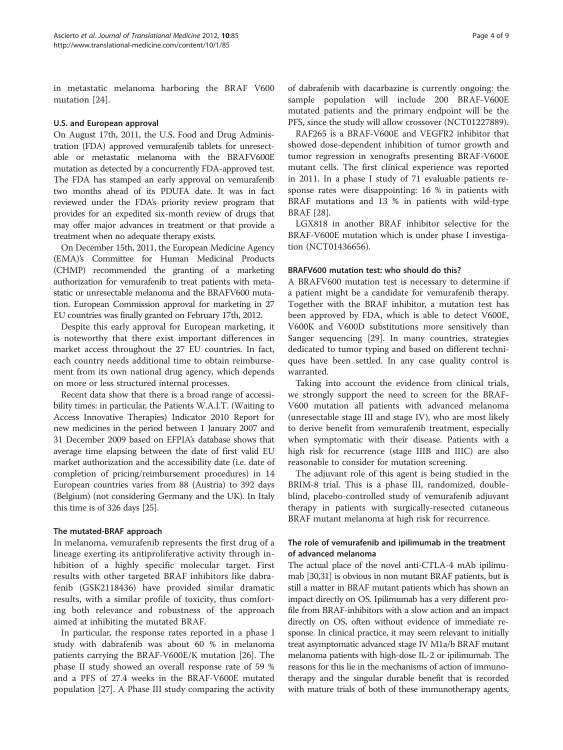in metastatic melanoma harboring the BRAF V600 mutation [24].

### U.S. and European approval

On August 17th, 2011, the U.S. Food and Drug Administration (FDA) approved vemurafenib tablets for unresectable or metastatic melanoma with the BRAFV600E mutation as detected by a concurrently FDA-approved test. The FDA has stamped an early approval on vemurafenib two months ahead of its PDUFA date. It was in fact reviewed under the FDA's priority review program that provides for an expedited six-month review of drugs that may offer major advances in treatment or that provide a treatment when no adequate therapy exists.

On December 15th, 2011, the European Medicine Agency (EMA)'s Committee for Human Medicinal Products (CHMP) recommended the granting of a marketing authorization for vemurafenib to treat patients with metastatic or unresectable melanoma and the BRAFV600 mutation. European Commission approval for marketing in 27 EU countries was finally granted on February 17th, 2012.

Despite this early approval for European marketing, it is noteworthy that there exist important differences in market access throughout the 27 EU countries. In fact, each country needs additional time to obtain reimbursement from its own national drug agency, which depends on more or less structured internal processes.

Recent data show that there is a broad range of accessibility times: in particular, the Patients W.A.I.T. (Waiting to Access Innovative Therapies) Indicator 2010 Report for new medicines in the period between 1 January 2007 and 31 December 2009 based on EFPIA's database shows that average time elapsing between the date of first valid EU market authorization and the accessibility date (i.e. date of completion of pricing/reimbursement procedures) in 14 European countries varies from 88 (Austria) to 392 days (Belgium) (not considering Germany and the UK). In Italy this time is of 326 days [25].

### The mutated-BRAF approach

In melanoma, vemurafenib represents the first drug of a lineage exerting its antiproliferative activity through inhibition of a highly specific molecular target. First results with other targeted BRAF inhibitors like dabrafenib (GSK2118436) have provided similar dramatic results, with a similar profile of toxicity, thus comforting both relevance and robustness of the approach aimed at inhibiting the mutated BRAF.

In particular, the response rates reported in a phase I study with dabrafenib was about 60 % in melanoma patients carrying the BRAF-V600E/K mutation [26]. The phase II study showed an overall response rate of 59 % and a PFS of 27.4 weeks in the BRAF-V600E mutated population [27]. A Phase III study comparing the activity of dabrafenib with dacarbazine is currently ongoing: the sample population will include 200 BRAF-V600E mutated patients and the primary endpoint will be the PFS, since the study will allow crossover (NCT01227889).

RAF265 is a BRAF-V600E and VEGFR2 inhibitor that showed dose-dependent inhibition of tumor growth and tumor regression in xenografts presenting BRAF-V600E mutant cells. The first clinical experience was reported in 2011. In a phase I study of 71 evaluable patients response rates were disappointing: 16 % in patients with BRAF mutations and 13 % in patients with wild-type BRAF [28].

LGX818 in another BRAF inhibitor selective for the BRAF-V600E mutation which is under phase I investigation (NCT01436656).

### BRAFV600 mutation test: who should do this?

A BRAFV600 mutation test is necessary to determine if a patient might be a candidate for vemurafenib therapy. Together with the BRAF inhibitor, a mutation test has been approved by FDA, which is able to detect V600E, V600K and V600D substitutions more sensitively than Sanger sequencing [29]. In many countries, strategies dedicated to tumor typing and based on different techniques have been settled. In any case quality control is warranted.

Taking into account the evidence from clinical trials, we strongly support the need to screen for the BRAF-V600 mutation all patients with advanced melanoma (unresectable stage III and stage IV), who are most likely to derive benefit from vemurafenib treatment, especially when symptomatic with their disease. Patients with a high risk for recurrence (stage IIIB and IIIC) are also reasonable to consider for mutation screening.

The adjuvant role of this agent is being studied in the BRIM-8 trial. This is a phase III, randomized, double-blind, placebo-controlled study of vemurafenib adjuvant therapy in patients with surgically-resected cutaneous BRAF mutant melanoma at high risk for recurrence.

### The role of vemurafenib and ipilimumab in the treatment of advanced melanoma

The actual place of the novel anti-CTLA-4 mAb ipilimumab [30,31] is obvious in non mutant BRAF patients, but is still a matter in BRAF mutant patients which has shown an impact directly on OS. Ipilimumab has a very different profile from BRAF-inhibitors with a slow action and an impact directly on OS, often without evidence of immediate response. In clinical practice, it may seem relevant to initially treat asymptomatic advanced stage IV M1a/b BRAF mutant melanoma patients with high-dose IL-2 or ipilimumab. The reasons for this lie in the mechanisms of action of immunotherapy and the singular durable benefit that is recorded with mature trials of both of these immunotherapy agents,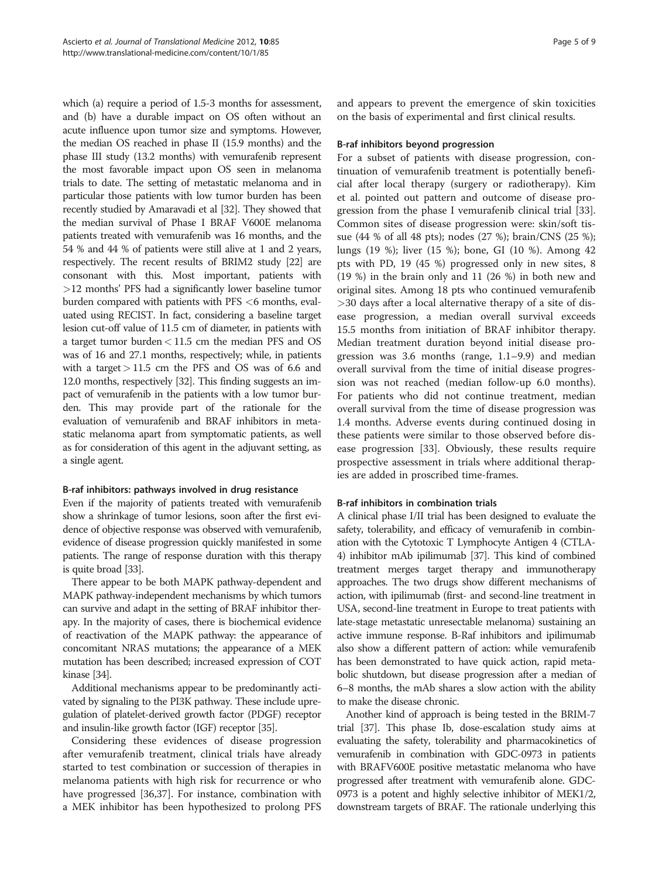which (a) require a period of 1.5-3 months for assessment, and (b) have a durable impact on OS often without an acute influence upon tumor size and symptoms. However, the median OS reached in phase II (15.9 months) and the phase III study (13.2 months) with vemurafenib represent the most favorable impact upon OS seen in melanoma trials to date. The setting of metastatic melanoma and in particular those patients with low tumor burden has been recently studied by Amaravadi et al [32]. They showed that the median survival of Phase I BRAF V600E melanoma patients treated with vemurafenib was 16 months, and the 54 % and 44 % of patients were still alive at 1 and 2 years, respectively. The recent results of BRIM2 study [22] are consonant with this. Most important, patients with >12 months' PFS had a significantly lower baseline tumor burden compared with patients with PFS <6 months, evaluated using RECIST. In fact, considering a baseline target lesion cut-off value of 11.5 cm of diameter, in patients with a target tumor burden < 11.5 cm the median PFS and OS was of 16 and 27.1 months, respectively; while, in patients with a target > 11.5 cm the PFS and OS was of 6.6 and 12.0 months, respectively [32]. This finding suggests an impact of vemurafenib in the patients with a low tumor burden. This may provide part of the rationale for the evaluation of vemurafenib and BRAF inhibitors in metastatic melanoma apart from symptomatic patients, as well as for consideration of this agent in the adjuvant setting, as a single agent.

#### B-raf inhibitors: pathways involved in drug resistance

Even if the majority of patients treated with vemurafenib show a shrinkage of tumor lesions, soon after the first evidence of objective response was observed with vemurafenib, evidence of disease progression quickly manifested in some patients. The range of response duration with this therapy is quite broad [33].

There appear to be both MAPK pathway-dependent and MAPK pathway-independent mechanisms by which tumors can survive and adapt in the setting of BRAF inhibitor therapy. In the majority of cases, there is biochemical evidence of reactivation of the MAPK pathway: the appearance of concomitant NRAS mutations; the appearance of a MEK mutation has been described; increased expression of COT kinase [34].

Additional mechanisms appear to be predominantly activated by signaling to the PI3K pathway. These include upregulation of platelet-derived growth factor (PDGF) receptor and insulin-like growth factor (IGF) receptor [35].

Considering these evidences of disease progression after vemurafenib treatment, clinical trials have already started to test combination or succession of therapies in melanoma patients with high risk for recurrence or who have progressed [36,37]. For instance, combination with a MEK inhibitor has been hypothesized to prolong PFS and appears to prevent the emergence of skin toxicities on the basis of experimental and first clinical results.

#### B-raf inhibitors beyond progression

For a subset of patients with disease progression, continuation of vemurafenib treatment is potentially beneficial after local therapy (surgery or radiotherapy). Kim et al. pointed out pattern and outcome of disease progression from the phase I vemurafenib clinical trial [33]. Common sites of disease progression were: skin/soft tissue (44 % of all 48 pts); nodes (27 %); brain/CNS (25 %); lungs (19 %); liver (15 %); bone, GI (10 %). Among 42 pts with PD, 19 (45 %) progressed only in new sites, 8 (19 %) in the brain only and 11 (26 %) in both new and original sites. Among 18 pts who continued vemurafenib >30 days after a local alternative therapy of a site of disease progression, a median overall survival exceeds 15.5 months from initiation of BRAF inhibitor therapy. Median treatment duration beyond initial disease progression was 3.6 months (range, 1.1–9.9) and median overall survival from the time of initial disease progression was not reached (median follow-up 6.0 months). For patients who did not continue treatment, median overall survival from the time of disease progression was 1.4 months. Adverse events during continued dosing in these patients were similar to those observed before disease progression [33]. Obviously, these results require prospective assessment in trials where additional therapies are added in proscribed time-frames.

#### B-raf inhibitors in combination trials

A clinical phase I/II trial has been designed to evaluate the safety, tolerability, and efficacy of vemurafenib in combination with the Cytotoxic T Lymphocyte Antigen 4 (CTLA-4) inhibitor mAb ipilimumab [37]. This kind of combined treatment merges target therapy and immunotherapy approaches. The two drugs show different mechanisms of action, with ipilimumab (first- and second-line treatment in USA, second-line treatment in Europe to treat patients with late-stage metastatic unresectable melanoma) sustaining an active immune response. B-Raf inhibitors and ipilimumab also show a different pattern of action: while vemurafenib has been demonstrated to have quick action, rapid metabolic shutdown, but disease progression after a median of 6–8 months, the mAb shares a slow action with the ability to make the disease chronic.

Another kind of approach is being tested in the BRIM-7 trial [37]. This phase Ib, dose-escalation study aims at evaluating the safety, tolerability and pharmacokinetics of vemurafenib in combination with GDC-0973 in patients with BRAFV600E positive metastatic melanoma who have progressed after treatment with vemurafenib alone. GDC-0973 is a potent and highly selective inhibitor of MEK1/2, downstream targets of BRAF. The rationale underlying this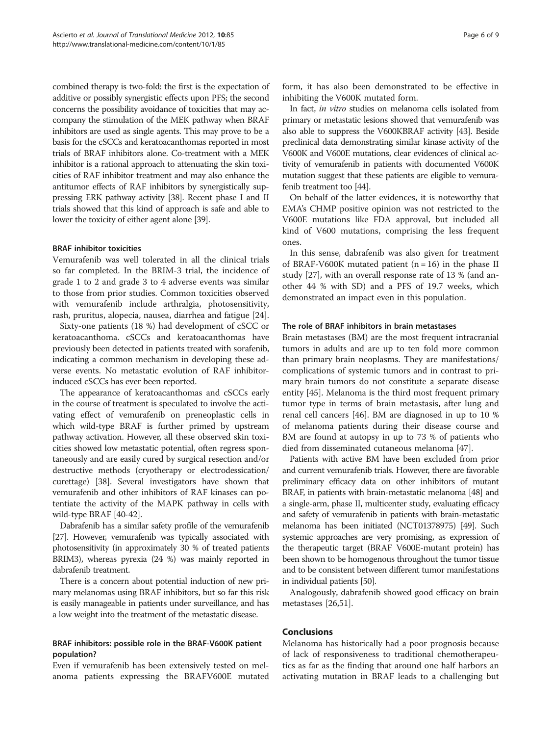combined therapy is two-fold: the first is the expectation of additive or possibly synergistic effects upon PFS; the second concerns the possibility avoidance of toxicities that may accompany the stimulation of the MEK pathway when BRAF inhibitors are used as single agents. This may prove to be a basis for the cSCCs and keratoacanthomas reported in most trials of BRAF inhibitors alone. Co-treatment with a MEK inhibitor is a rational approach to attenuating the skin toxicities of RAF inhibitor treatment and may also enhance the antitumor effects of RAF inhibitors by synergistically suppressing ERK pathway activity [38]. Recent phase I and II trials showed that this kind of approach is safe and able to lower the toxicity of either agent alone [39].

### BRAF inhibitor toxicities

Vemurafenib was well tolerated in all the clinical trials so far completed. In the BRIM-3 trial, the incidence of grade 1 to 2 and grade 3 to 4 adverse events was similar to those from prior studies. Common toxicities observed with vemurafenib include arthralgia, photosensitivity, rash, pruritus, alopecia, nausea, diarrhea and fatigue [24].

Sixty-one patients (18 %) had development of cSCC or keratoacanthoma. cSCCs and keratoacanthomas have previously been detected in patients treated with sorafenib, indicating a common mechanism in developing these adverse events. No metastatic evolution of RAF inhibitor-induced cSCCs has ever been reported.

The appearance of keratoacanthomas and cSCCs early in the course of treatment is speculated to involve the activating effect of vemurafenib on preneoplastic cells in which wild-type BRAF is further primed by upstream pathway activation. However, all these observed skin toxicities showed low metastatic potential, often regress spontaneously and are easily cured by surgical resection and/or destructive methods (cryotherapy or electrodessication/curettage) [38]. Several investigators have shown that vemurafenib and other inhibitors of RAF kinases can potentiate the activity of the MAPK pathway in cells with wild-type BRAF [40-42].

Dabrafenib has a similar safety profile of the vemurafenib [27]. However, vemurafenib was typically associated with photosensitivity (in approximately 30 % of treated patients BRIM3), whereas pyrexia (24 %) was mainly reported in dabrafenib treatment.

There is a concern about potential induction of new primary melanomas using BRAF inhibitors, but so far this risk is easily manageable in patients under surveillance, and has a low weight into the treatment of the metastatic disease.

### BRAF inhibitors: possible role in the BRAF-V600K patient population?

Even if vemurafenib has been extensively tested on melanoma patients expressing the BRAFV600E mutated form, it has also been demonstrated to be effective in inhibiting the V600K mutated form.

In fact, *in vitro* studies on melanoma cells isolated from primary or metastatic lesions showed that vemurafenib was also able to suppress the V600KBRAF activity [43]. Beside preclinical data demonstrating similar kinase activity of the V600K and V600E mutations, clear evidences of clinical activity of vemurafenib in patients with documented V600K mutation suggest that these patients are eligible to vemurafenib treatment too [44].

On behalf of the latter evidences, it is noteworthy that EMA's CHMP positive opinion was not restricted to the V600E mutations like FDA approval, but included all kind of V600 mutations, comprising the less frequent ones.

In this sense, dabrafenib was also given for treatment of BRAF-V600K mutated patient (n = 16) in the phase II study [27], with an overall response rate of 13 % (and another 44 % with SD) and a PFS of 19.7 weeks, which demonstrated an impact even in this population.

### The role of BRAF inhibitors in brain metastases

Brain metastases (BM) are the most frequent intracranial tumors in adults and are up to ten fold more common than primary brain neoplasms. They are manifestations/complications of systemic tumors and in contrast to primary brain tumors do not constitute a separate disease entity [45]. Melanoma is the third most frequent primary tumor type in terms of brain metastasis, after lung and renal cell cancers [46]. BM are diagnosed in up to 10 % of melanoma patients during their disease course and BM are found at autopsy in up to 73 % of patients who died from disseminated cutaneous melanoma [47].

Patients with active BM have been excluded from prior and current vemurafenib trials. However, there are favorable preliminary efficacy data on other inhibitors of mutant BRAF, in patients with brain-metastatic melanoma [48] and a single-arm, phase II, multicenter study, evaluating efficacy and safety of vemurafenib in patients with brain-metastatic melanoma has been initiated (NCT01378975) [49]. Such systemic approaches are very promising, as expression of the therapeutic target (BRAF V600E-mutant protein) has been shown to be homogenous throughout the tumor tissue and to be consistent between different tumor manifestations in individual patients [50].

Analogously, dabrafenib showed good efficacy on brain metastases [26,51].

## Conclusions

Melanoma has historically had a poor prognosis because of lack of responsiveness to traditional chemotherapeutics as far as the finding that around one half harbors an activating mutation in BRAF leads to a challenging but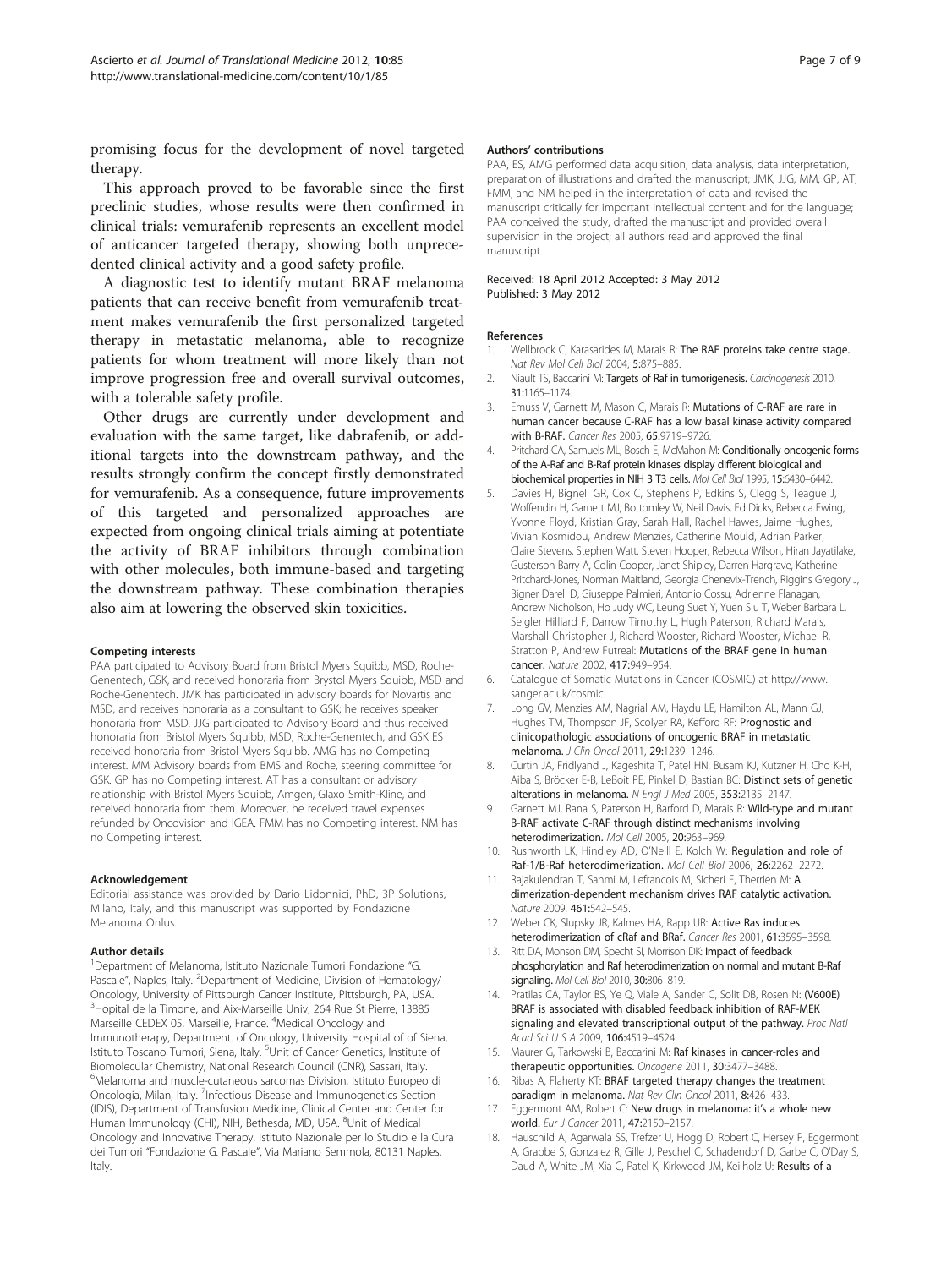promising focus for the development of novel targeted therapy.

This approach proved to be favorable since the first preclinic studies, whose results were then confirmed in clinical trials: vemurafenib represents an excellent model of anticancer targeted therapy, showing both unprecedented clinical activity and a good safety profile.

A diagnostic test to identify mutant BRAF melanoma patients that can receive benefit from vemurafenib treatment makes vemurafenib the first personalized targeted therapy in metastatic melanoma, able to recognize patients for whom treatment will more likely than not improve progression free and overall survival outcomes, with a tolerable safety profile.

Other drugs are currently under development and evaluation with the same target, like dabrafenib, or additional targets into the downstream pathway, and the results strongly confirm the concept firstly demonstrated for vemurafenib. As a consequence, future improvements of this targeted and personalized approaches are expected from ongoing clinical trials aiming at potentiate the activity of BRAF inhibitors through combination with other molecules, both immune-based and targeting the downstream pathway. These combination therapies also aim at lowering the observed skin toxicities.

#### Competing interests

PAA participated to Advisory Board from Bristol Myers Squibb, MSD, Roche-Genentech, GSK, and received honoraria from Brystol Myers Squibb, MSD and Roche-Genentech. JMK has participated in advisory boards for Novartis and MSD, and receives honoraria as a consultant to GSK; he receives speaker honoraria from MSD. JJG participated to Advisory Board and thus received honoraria from Bristol Myers Squibb, MSD, Roche-Genentech, and GSK ES received honoraria from Bristol Myers Squibb. AMG has no Competing interest. MM Advisory boards from BMS and Roche, steering committee for GSK. GP has no Competing interest. AT has a consultant or advisory relationship with Bristol Myers Squibb, Amgen, Glaxo Smith-Kline, and received honoraria from them. Moreover, he received travel expenses refunded by Oncovision and IGEA. FMM has no Competing interest. NM has no Competing interest.

#### Acknowledgement

Editorial assistance was provided by Dario Lidonnici, PhD, 3P Solutions, Milano, Italy, and this manuscript was supported by Fondazione Melanoma Onlus.

#### Author details

[1]Department of Melanoma, Istituto Nazionale Tumori Fondazione "G. Pascale", Naples, Italy. [2]Department of Medicine, Division of Hematology/Oncology, University of Pittsburgh Cancer Institute, Pittsburgh, PA, USA. [3]Hopital de la Timone, and Aix-Marseille Univ, 264 Rue St Pierre, 13885 Marseille CEDEX 05, Marseille, France. [4]Medical Oncology and Immunotherapy, Department. of Oncology, University Hospital of of Siena, Istituto Toscano Tumori, Siena, Italy. [5]Unit of Cancer Genetics, Institute of Biomolecular Chemistry, National Research Council (CNR), Sassari, Italy. [6]Melanoma and muscle-cutaneous sarcomas Division, Istituto Europeo di Oncologia, Milan, Italy. [7]Infectious Disease and Immunogenetics Section (IDIS), Department of Transfusion Medicine, Clinical Center and Center for Human Immunology (CHI), NIH, Bethesda, MD, USA. [8]Unit of Medical Oncology and Innovative Therapy, Istituto Nazionale per lo Studio e la Cura dei Tumori "Fondazione G. Pascale", Via Mariano Semmola, 80131 Naples, Italy.

#### Authors' contributions

PAA, ES, AMG performed data acquisition, data analysis, data interpretation, preparation of illustrations and drafted the manuscript; JMK, JJG, MM, GP, AT, FMM, and NM helped in the interpretation of data and revised the manuscript critically for important intellectual content and for the language; PAA conceived the study, drafted the manuscript and provided overall supervision in the project; all authors read and approved the final manuscript.

Received: 18 April 2012 Accepted: 3 May 2012
Published: 3 May 2012

#### References

1. Wellbrock C, Karasarides M, Marais R: **The RAF proteins take centre stage.** *Nat Rev Mol Cell Biol* 2004, **5**:875–885.
2. Niault TS, Baccarini M: **Targets of Raf in tumorigenesis.** *Carcinogenesis* 2010, **31**:1165–1174.
3. Emuss V, Garnett M, Mason C, Marais R: **Mutations of C-RAF are rare in human cancer because C-RAF has a low basal kinase activity compared with B-RAF.** *Cancer Res* 2005, **65**:9719–9726.
4. Pritchard CA, Samuels ML, Bosch E, McMahon M: **Conditionally oncogenic forms of the A-Raf and B-Raf protein kinases display different biological and biochemical properties in NIH 3 T3 cells.** *Mol Cell Biol* 1995, **15**:6430–6442.
5. Davies H, Bignell GR, Cox C, Stephens P, Edkins S, Clegg S, Teague J, Woffendin H, Garnett MJ, Bottomley W, Neil Davis, Ed Dicks, Rebecca Ewing, Yvonne Floyd, Kristian Gray, Sarah Hall, Rachel Hawes, Jaime Hughes, Vivian Kosmidou, Andrew Menzies, Catherine Mould, Adrian Parker, Claire Stevens, Stephen Watt, Steven Hooper, Rebecca Wilson, Hiran Jayatilake, Gusterson Barry A, Colin Cooper, Janet Shipley, Darren Hargrave, Katherine Pritchard-Jones, Norman Maitland, Georgia Chenevix-Trench, Riggins Gregory J, Bigner Darell D, Giuseppe Palmieri, Antonio Cossu, Adrienne Flanagan, Andrew Nicholson, Ho Judy WC, Leung Suet Y, Yuen Siu T, Weber Barbara L, Seigler Hilliard F, Darrow Timothy L, Hugh Paterson, Richard Marais, Marshall Christopher J, Richard Wooster, Richard Wooster, Michael R, Stratton P, Andrew Futreal: **Mutations of the BRAF gene in human cancer.** *Nature* 2002, **417**:949–954.
6. Catalogue of Somatic Mutations in Cancer (COSMIC) at http://www.sanger.ac.uk/cosmic.
7. Long GV, Menzies AM, Nagrial AM, Haydu LE, Hamilton AL, Mann GJ, Hughes TM, Thompson JF, Scolyer RA, Kefford RF: **Prognostic and clinicopathologic associations of oncogenic BRAF in metastatic melanoma.** *J Clin Oncol* 2011, **29**:1239–1246.
8. Curtin JA, Fridlyand J, Kageshita T, Patel HN, Busam KJ, Kutzner H, Cho K-H, Aiba S, Bröcker E-B, LeBoit PE, Pinkel D, Bastian BC: **Distinct sets of genetic alterations in melanoma.** *N Engl J Med* 2005, **353**:2135–2147.
9. Garnett MJ, Rana S, Paterson H, Barford D, Marais R: **Wild-type and mutant B-RAF activate C-RAF through distinct mechanisms involving heterodimerization.** *Mol Cell* 2005, **20**:963–969.
10. Rushworth LK, Hindley AD, O'Neill E, Kolch W: **Regulation and role of Raf-1/B-Raf heterodimerization.** *Mol Cell Biol* 2006, **26**:2262–2272.
11. Rajakulendran T, Sahmi M, Lefrancois M, Sicheri F, Therrien M: **A dimerization-dependent mechanism drives RAF catalytic activation.** *Nature* 2009, **461**:542–545.
12. Weber CK, Slupsky JR, Kalmes HA, Rapp UR: **Active Ras induces heterodimerization of cRaf and BRaf.** *Cancer Res* 2001, **61**:3595–3598.
13. Ritt DA, Monson DM, Specht SI, Morrison DK: **Impact of feedback phosphorylation and Raf heterodimerization on normal and mutant B-Raf signaling.** *Mol Cell Biol* 2010, **30**:806–819.
14. Pratilas CA, Taylor BS, Ye Q, Viale A, Sander C, Solit DB, Rosen N: **(V600E) BRAF is associated with disabled feedback inhibition of RAF-MEK signaling and elevated transcriptional output of the pathway.** *Proc Natl Acad Sci U S A* 2009, **106**:4519–4524.
15. Maurer G, Tarkowski B, Baccarini M: **Raf kinases in cancer-roles and therapeutic opportunities.** *Oncogene* 2011, **30**:3477–3488.
16. Ribas A, Flaherty KT: **BRAF targeted therapy changes the treatment paradigm in melanoma.** *Nat Rev Clin Oncol* 2011, **8**:426–433.
17. Eggermont AM, Robert C: **New drugs in melanoma: it's a whole new world.** *Eur J Cancer* 2011, **47**:2150–2157.
18. Hauschild A, Agarwala SS, Trefzer U, Hogg D, Robert C, Hersey P, Eggermont A, Grabbe S, Gonzalez R, Gille J, Peschel C, Schadendorf D, Garbe C, O'Day S, Daud A, White JM, Xia C, Patel K, Kirkwood JM, Keilholz U: **Results of a**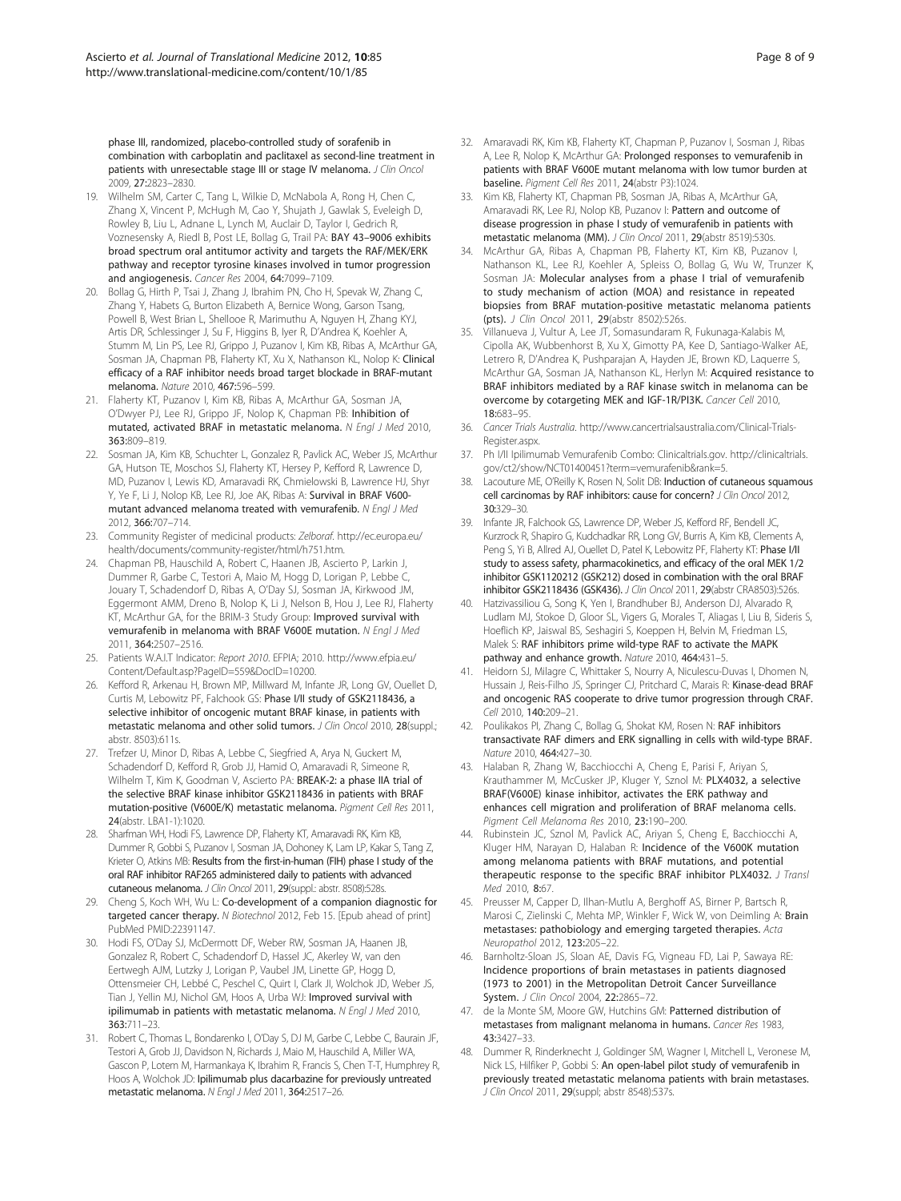phase III, randomized, placebo-controlled study of sorafenib in combination with carboplatin and paclitaxel as second-line treatment in patients with unresectable stage III or stage IV melanoma. *J Clin Oncol* 2009, 27:2823–2830.

19. Wilhelm SM, Carter C, Tang L, Wilkie D, McNabola A, Rong H, Chen C, Zhang X, Vincent P, McHugh M, Cao Y, Shujath J, Gawlak S, Eveleigh D, Rowley B, Liu L, Adnane L, Lynch M, Auclair D, Taylor I, Gedrich R, Voznesensky A, Riedl B, Post LE, Bollag G, Trail PA: BAY 43–9006 exhibits broad spectrum oral antitumor activity and targets the RAF/MEK/ERK pathway and receptor tyrosine kinases involved in tumor progression and angiogenesis. *Cancer Res* 2004, 64:7099–7109.
20. Bollag G, Hirth P, Tsai J, Zhang J, Ibrahim PN, Cho H, Spevak W, Zhang C, Zhang Y, Habets G, Burton Elizabeth A, Bernice Wong, Garson Tsang, Powell B, West Brian L, Shellooe R, Marimuthu A, Nguyen H, Zhang KYJ, Artis DR, Schlessinger J, Su F, Higgins B, Iyer R, D'Andrea K, Koehler A, Stumm M, Lin PS, Lee RJ, Grippo J, Puzanov I, Kim KB, Ribas A, McArthur GA, Sosman JA, Chapman PB, Flaherty KT, Xu X, Nathanson KL, Nolop K: Clinical efficacy of a RAF inhibitor needs broad target blockade in BRAF-mutant melanoma. *Nature* 2010, 467:596–599.
21. Flaherty KT, Puzanov I, Kim KB, Ribas A, McArthur GA, Sosman JA, O'Dwyer PJ, Lee RJ, Grippo JF, Nolop K, Chapman PB: Inhibition of mutated, activated BRAF in metastatic melanoma. *N Engl J Med* 2010, 363:809–819.
22. Sosman JA, Kim KB, Schuchter L, Gonzalez R, Pavlick AC, Weber JS, McArthur GA, Hutson TE, Moschos SJ, Flaherty KT, Hersey P, Kefford R, Lawrence D, MD, Puzanov I, Lewis KD, Amaravadi RK, Chmielowski B, Lawrence HJ, Shyr Y, Ye F, Li J, Nolop KB, Lee RJ, Joe AK, Ribas A: Survival in BRAF V600-mutant advanced melanoma treated with vemurafenib. *N Engl J Med* 2012, 366:707–714.
23. Community Register of medicinal products: *Zelboraf*. http://ec.europa.eu/health/documents/community-register/html/h751.htm.
24. Chapman PB, Hauschild A, Robert C, Haanen JB, Ascierto P, Larkin J, Dummer R, Garbe C, Testori A, Maio M, Hogg D, Lorigan P, Lebbe C, Jouary T, Schadendorf D, Ribas A, O'Day SJ, Sosman JA, Kirkwood JM, Eggermont AMM, Dreno B, Nolop K, Li J, Nelson B, Hou J, Lee RJ, Flaherty KT, McArthur GA, for the BRIM-3 Study Group: Improved survival with vemurafenib in melanoma with BRAF V600E mutation. *N Engl J Med* 2011, 364:2507–2516.
25. Patients W.A.I.T Indicator: *Report 2010*. EFPIA; 2010. http://www.efpia.eu/Content/Default.asp?PageID=559&DocID=10200.
26. Kefford R, Arkenau H, Brown MP, Millward M, Infante JR, Long GV, Ouellet D, Curtis M, Lebowitz PF, Falchook GS: Phase I/II study of GSK2118436, a selective inhibitor of oncogenic mutant BRAF kinase, in patients with metastatic melanoma and other solid tumors. *J Clin Oncol* 2010, 28(suppl.; abstr. 8503):611s.
27. Trefzer U, Minor D, Ribas A, Lebbe C, Siegfried A, Arya N, Guckert M, Schadendorf D, Kefford R, Grob JJ, Hamid O, Amaravadi R, Simeone R, Wilhelm T, Kim K, Goodman V, Ascierto PA: BREAK-2: a phase IIA trial of the selective BRAF kinase inhibitor GSK2118436 in patients with BRAF mutation-positive (V600E/K) metastatic melanoma. *Pigment Cell Res* 2011, 24(abstr. LBA1-1):1020.
28. Sharfman WH, Hodi FS, Lawrence DP, Flaherty KT, Amaravadi RK, Kim KB, Dummer R, Gobbi S, Puzanov I, Sosman JA, Dohoney K, Lam LP, Kakar S, Tang Z, Krieter O, Atkins MB: Results from the first-in-human (FIH) phase I study of the oral RAF inhibitor RAF265 administered daily to patients with advanced cutaneous melanoma. *J Clin Oncol* 2011, 29(suppl.: abstr. 8508):528s.
29. Cheng S, Koch WH, Wu L: Co-development of a companion diagnostic for targeted cancer therapy. *N Biotechnol* 2012, Feb 15. [Epub ahead of print] PubMed PMID:22391147.
30. Hodi FS, O'Day SJ, McDermott DF, Weber RW, Sosman JA, Haanen JB, Gonzalez R, Robert C, Schadendorf D, Hassel JC, Akerley W, van den Eertwegh AJM, Lutzky J, Lorigan P, Vaubel JM, Linette GP, Hogg D, Ottensmeier CH, Lebbé C, Peschel C, Quirt I, Clark JI, Wolchok JD, Weber JS, Tian J, Yellin MJ, Nichol GM, Hoos A, Urba WJ: Improved survival with ipilimumab in patients with metastatic melanoma. *N Engl J Med* 2010, 363:711–23.
31. Robert C, Thomas L, Bondarenko I, O'Day S, DJ M, Garbe C, Lebbe C, Baurain JF, Testori A, Grob JJ, Davidson N, Richards J, Maio M, Hauschild A, Miller WA, Gascon P, Lotem M, Harmankaya K, Ibrahim R, Francis S, Chen T-T, Humphrey R, Hoos A, Wolchok JD: Ipilimumab plus dacarbazine for previously untreated metastatic melanoma. *N Engl J Med* 2011, 364:2517–26.
32. Amaravadi RK, Kim KB, Flaherty KT, Chapman P, Puzanov I, Sosman J, Ribas A, Lee R, Nolop K, McArthur GA: Prolonged responses to vemurafenib in patients with BRAF V600E mutant melanoma with low tumor burden at baseline. *Pigment Cell Res* 2011, 24(abstr P3):1024.
33. Kim KB, Flaherty KT, Chapman PB, Sosman JA, Ribas A, McArthur GA, Amaravadi RK, Lee RJ, Nolop KB, Puzanov I: Pattern and outcome of disease progression in phase I study of vemurafenib in patients with metastatic melanoma (MM). *J Clin Oncol* 2011, 29(abstr 8519):530s.
34. McArthur GA, Ribas A, Chapman PB, Flaherty KT, Kim KB, Puzanov I, Nathanson KL, Lee RJ, Koehler A, Spleiss O, Bollag G, Wu W, Trunzer K, Sosman JA: Molecular analyses from a phase I trial of vemurafenib to study mechanism of action (MOA) and resistance in repeated biopsies from BRAF mutation-positive metastatic melanoma patients (pts). *J Clin Oncol* 2011, 29(abstr 8502):526s.
35. Villanueva J, Vultur A, Lee JT, Somasundaram R, Fukunaga-Kalabis M, Cipolla AK, Wubbenhorst B, Xu X, Gimotty PA, Kee D, Santiago-Walker AE, Letrero R, D'Andrea K, Pushparajan A, Hayden JE, Brown KD, Laquerre S, McArthur GA, Sosman JA, Nathanson KL, Herlyn M: Acquired resistance to BRAF inhibitors mediated by a RAF kinase switch in melanoma can be overcome by cotargeting MEK and IGF-1R/PI3K. *Cancer Cell* 2010, 18:683–95.
36. *Cancer Trials Australia*. http://www.cancertrialsaustralia.com/Clinical-Trials-Register.aspx.
37. Ph I/II Ipilimumab Vemurafenib Combo: Clinicaltrials.gov. http://clinicaltrials.gov/ct2/show/NCT01400451?term=vemurafenib&rank=5.
38. Lacouture ME, O'Reilly K, Rosen N, Solit DB: Induction of cutaneous squamous cell carcinomas by RAF inhibitors: cause for concern? *J Clin Oncol* 2012, 30:329–30.
39. Infante JR, Falchook GS, Lawrence DP, Weber JS, Kefford RF, Bendell JC, Kurzrock R, Shapiro G, Kudchadkar RR, Long GV, Burris A, Kim KB, Clements A, Peng S, Yi B, Allred AJ, Ouellet D, Patel K, Lebowitz PF, Flaherty KT: Phase I/II study to assess safety, pharmacokinetics, and efficacy of the oral MEK 1/2 inhibitor GSK1120212 (GSK212) dosed in combination with the oral BRAF inhibitor GSK2118436 (GSK436). *J Clin Oncol* 2011, 29(abstr CRA8503):526s.
40. Hatzivassiliou G, Song K, Yen I, Brandhuber BJ, Anderson DJ, Alvarado R, Ludlam MJ, Stokoe D, Gloor SL, Vigers G, Morales T, Aliagas I, Liu B, Sideris S, Hoeflich KP, Jaiswal BS, Seshagiri S, Koeppen H, Belvin M, Friedman LS, Malek S: RAF inhibitors prime wild-type RAF to activate the MAPK pathway and enhance growth. *Nature* 2010, 464:431–5.
41. Heidorn SJ, Milagre C, Whittaker S, Nourry A, Niculescu-Duvas I, Dhomen N, Hussain J, Reis-Filho JS, Springer CJ, Pritchard C, Marais R: Kinase-dead BRAF and oncogenic RAS cooperate to drive tumor progression through CRAF. *Cell* 2010, 140:209–21.
42. Poulikakos PI, Zhang C, Bollag G, Shokat KM, Rosen N: RAF inhibitors transactivate RAF dimers and ERK signalling in cells with wild-type BRAF. *Nature* 2010, 464:427–30.
43. Halaban R, Zhang W, Bacchiocchi A, Cheng E, Parisi F, Ariyan S, Krauthammer M, McCusker JP, Kluger Y, Sznol M: PLX4032, a selective BRAF(V600E) kinase inhibitor, activates the ERK pathway and enhances cell migration and proliferation of BRAF melanoma cells. *Pigment Cell Melanoma Res* 2010, 23:190–200.
44. Rubinstein JC, Sznol M, Pavlick AC, Ariyan S, Cheng E, Bacchiocchi A, Kluger HM, Narayan D, Halaban R: Incidence of the V600K mutation among melanoma patients with BRAF mutations, and potential therapeutic response to the specific BRAF inhibitor PLX4032. *J Transl Med* 2010, 8:67.
45. Preusser M, Capper D, Ilhan-Mutlu A, Berghoff AS, Birner P, Bartsch R, Marosi C, Zielinski C, Mehta MP, Winkler F, Wick W, von Deimling A: Brain metastases: pathobiology and emerging targeted therapies. *Acta Neuropathol* 2012, 123:205–22.
46. Barnholtz-Sloan JS, Sloan AE, Davis FG, Vigneau FD, Lai P, Sawaya RE: Incidence proportions of brain metastases in patients diagnosed (1973 to 2001) in the Metropolitan Detroit Cancer Surveillance System. *J Clin Oncol* 2004, 22:2865–72.
47. de la Monte SM, Moore GW, Hutchins GM: Patterned distribution of metastases from malignant melanoma in humans. *Cancer Res* 1983, 43:3427–33.
48. Dummer R, Rinderknecht J, Goldinger SM, Wagner I, Mitchell L, Veronese M, Nick LS, Hilfiker P, Gobbi S: An open-label pilot study of vemurafenib in previously treated metastatic melanoma patients with brain metastases. *J Clin Oncol* 2011, 29(suppl; abstr 8548):537s.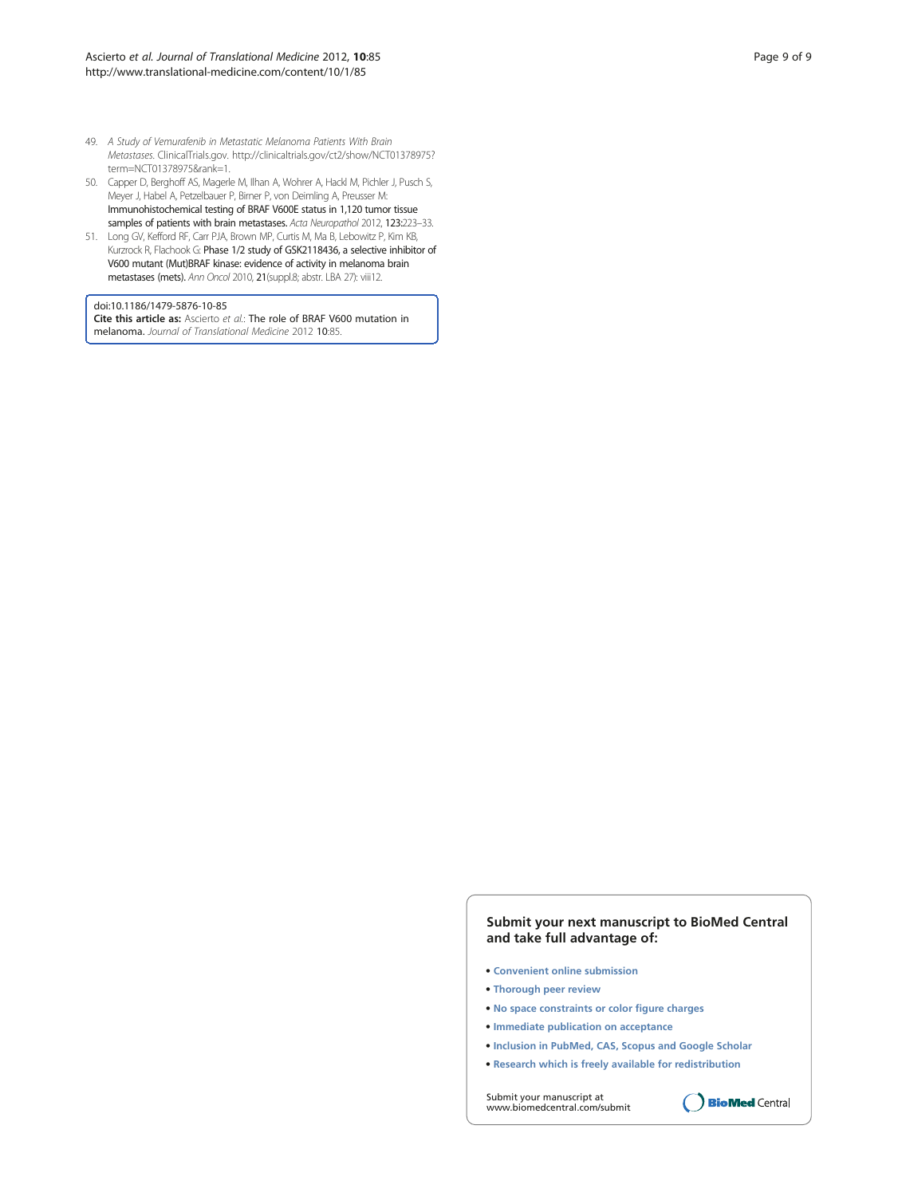49. *A Study of Vemurafenib in Metastatic Melanoma Patients With Brain Metastases*. ClinicalTrials.gov. http://clinicaltrials.gov/ct2/show/NCT01378975?term=NCT01378975&rank=1.
50. Capper D, Berghoff AS, Magerle M, Ilhan A, Wohrer A, Hackl M, Pichler J, Pusch S, Meyer J, Habel A, Petzelbauer P, Birner P, von Deimling A, Preusser M: **Immunohistochemical testing of BRAF V600E status in 1,120 tumor tissue samples of patients with brain metastases.** *Acta Neuropathol* 2012, **123**:223–33.
51. Long GV, Kefford RF, Carr PJA, Brown MP, Curtis M, Ma B, Lebowitz P, Kim KB, Kurzrock R, Flachook G: **Phase 1/2 study of GSK2118436, a selective inhibitor of V600 mutant (Mut)BRAF kinase: evidence of activity in melanoma brain metastases (mets).** *Ann Oncol* 2010, **21**(suppl.8; abstr. LBA 27): viii12.

doi:10.1186/1479-5876-10-85
**Cite this article as:** Ascierto *et al.*: The role of BRAF V600 mutation in melanoma. *Journal of Translational Medicine* 2012 **10**:85.

**Submit your next manuscript to BioMed Central and take full advantage of:**

- **Convenient online submission**
- **Thorough peer review**
- **No space constraints or color figure charges**
- **Immediate publication on acceptance**
- **Inclusion in PubMed, CAS, Scopus and Google Scholar**
- **Research which is freely available for redistribution**

Submit your manuscript at
www.biomedcentral.com/submit

BioMed Central